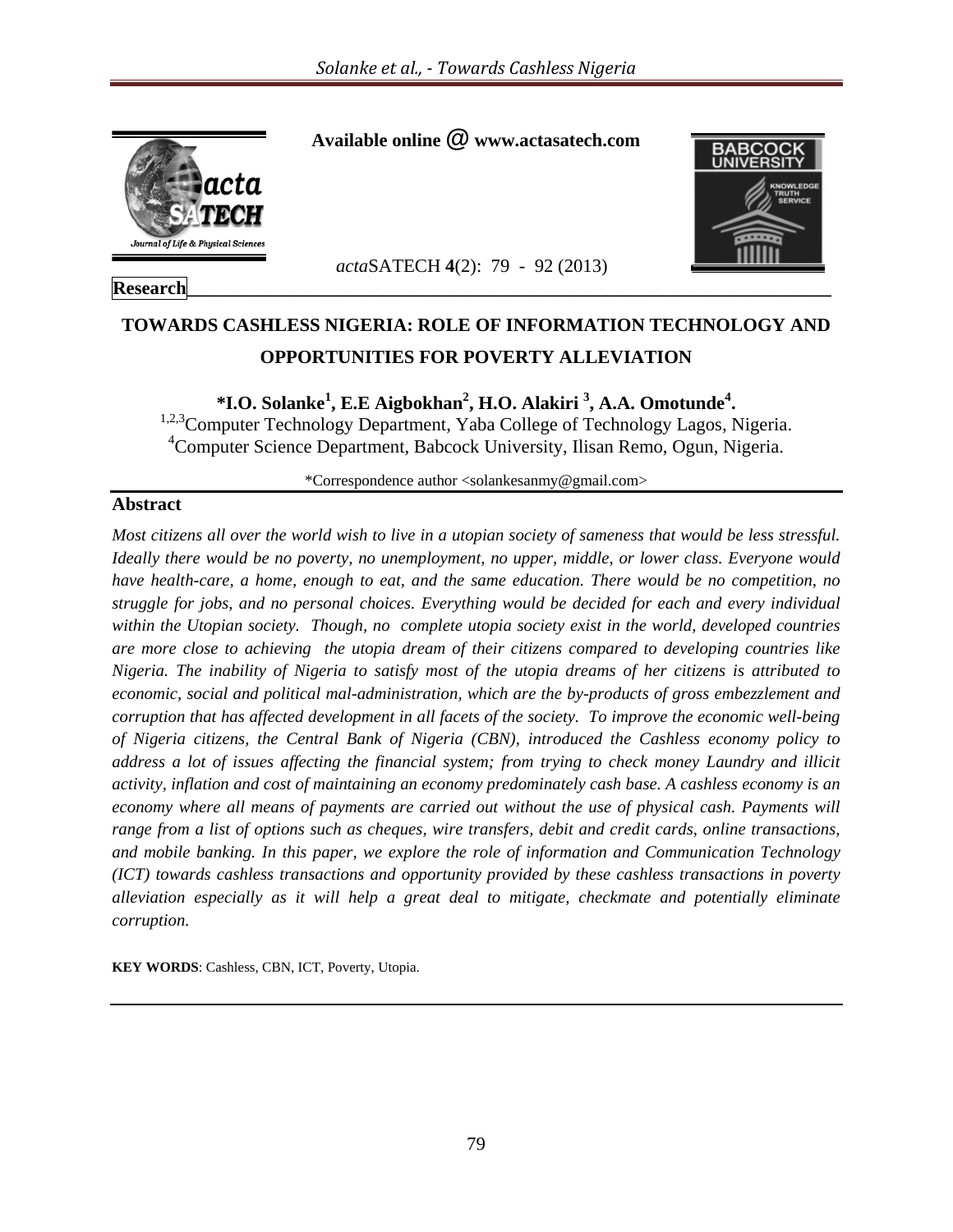Available online @ www.actasatech.com

*acta*SATECH **4**(2): 79 - 92 (2013)

**Research**

# TOWARDS CASHLESS NIGERIA: ROLE OF INFORMATION TECHNOLOGY AND OPPORTUNITIES FOR POVERTY ALLEVIATION

**\*I.O. Solanke[1], E.E Aigbokhan[2], H.O. Alakiri [3], A.A. Omotunde[4].**

[1,2,3]Computer Technology Department, Yaba College of Technology Lagos, Nigeria.
[4]Computer Science Department, Babcock University, Ilisan Remo, Ogun, Nigeria.

\*Correspondence author <solankesanmy@gmail.com>

## Abstract

*Most citizens all over the world wish to live in a utopian society of sameness that would be less stressful. Ideally there would be no poverty, no unemployment, no upper, middle, or lower class. Everyone would have health-care, a home, enough to eat, and the same education. There would be no competition, no struggle for jobs, and no personal choices. Everything would be decided for each and every individual within the Utopian society. Though, no complete utopia society exist in the world, developed countries are more close to achieving the utopia dream of their citizens compared to developing countries like Nigeria. The inability of Nigeria to satisfy most of the utopia dreams of her citizens is attributed to economic, social and political mal-administration, which are the by-products of gross embezzlement and corruption that has affected development in all facets of the society. To improve the economic well-being of Nigeria citizens, the Central Bank of Nigeria (CBN), introduced the Cashless economy policy to address a lot of issues affecting the financial system; from trying to check money Laundry and illicit activity, inflation and cost of maintaining an economy predominately cash base. A cashless economy is an economy where all means of payments are carried out without the use of physical cash. Payments will range from a list of options such as cheques, wire transfers, debit and credit cards, online transactions, and mobile banking. In this paper, we explore the role of information and Communication Technology (ICT) towards cashless transactions and opportunity provided by these cashless transactions in poverty alleviation especially as it will help a great deal to mitigate, checkmate and potentially eliminate corruption.*

**KEY WORDS**: Cashless, CBN, ICT, Poverty, Utopia.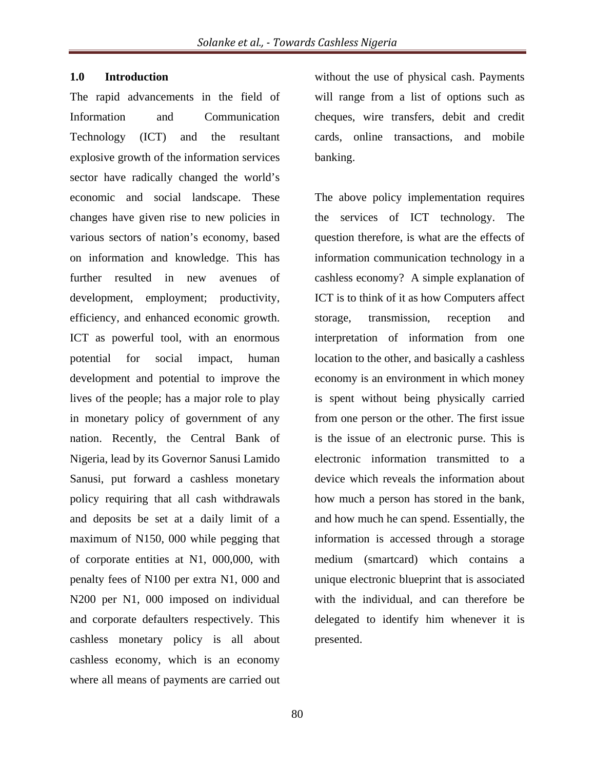## 1.0 Introduction

The rapid advancements in the field of Information and Communication Technology (ICT) and the resultant explosive growth of the information services sector have radically changed the world's economic and social landscape. These changes have given rise to new policies in various sectors of nation's economy, based on information and knowledge. This has further resulted in new avenues of development, employment; productivity, efficiency, and enhanced economic growth. ICT as powerful tool, with an enormous potential for social impact, human development and potential to improve the lives of the people; has a major role to play in monetary policy of government of any nation. Recently, the Central Bank of Nigeria, lead by its Governor Sanusi Lamido Sanusi, put forward a cashless monetary policy requiring that all cash withdrawals and deposits be set at a daily limit of a maximum of N150, 000 while pegging that of corporate entities at N1, 000,000, with penalty fees of N100 per extra N1, 000 and N200 per N1, 000 imposed on individual and corporate defaulters respectively. This cashless monetary policy is all about cashless economy, which is an economy where all means of payments are carried out without the use of physical cash. Payments will range from a list of options such as cheques, wire transfers, debit and credit cards, online transactions, and mobile banking.

The above policy implementation requires the services of ICT technology. The question therefore, is what are the effects of information communication technology in a cashless economy? A simple explanation of ICT is to think of it as how Computers affect storage, transmission, reception and interpretation of information from one location to the other, and basically a cashless economy is an environment in which money is spent without being physically carried from one person or the other. The first issue is the issue of an electronic purse. This is electronic information transmitted to a device which reveals the information about how much a person has stored in the bank, and how much he can spend. Essentially, the information is accessed through a storage medium (smartcard) which contains a unique electronic blueprint that is associated with the individual, and can therefore be delegated to identify him whenever it is presented.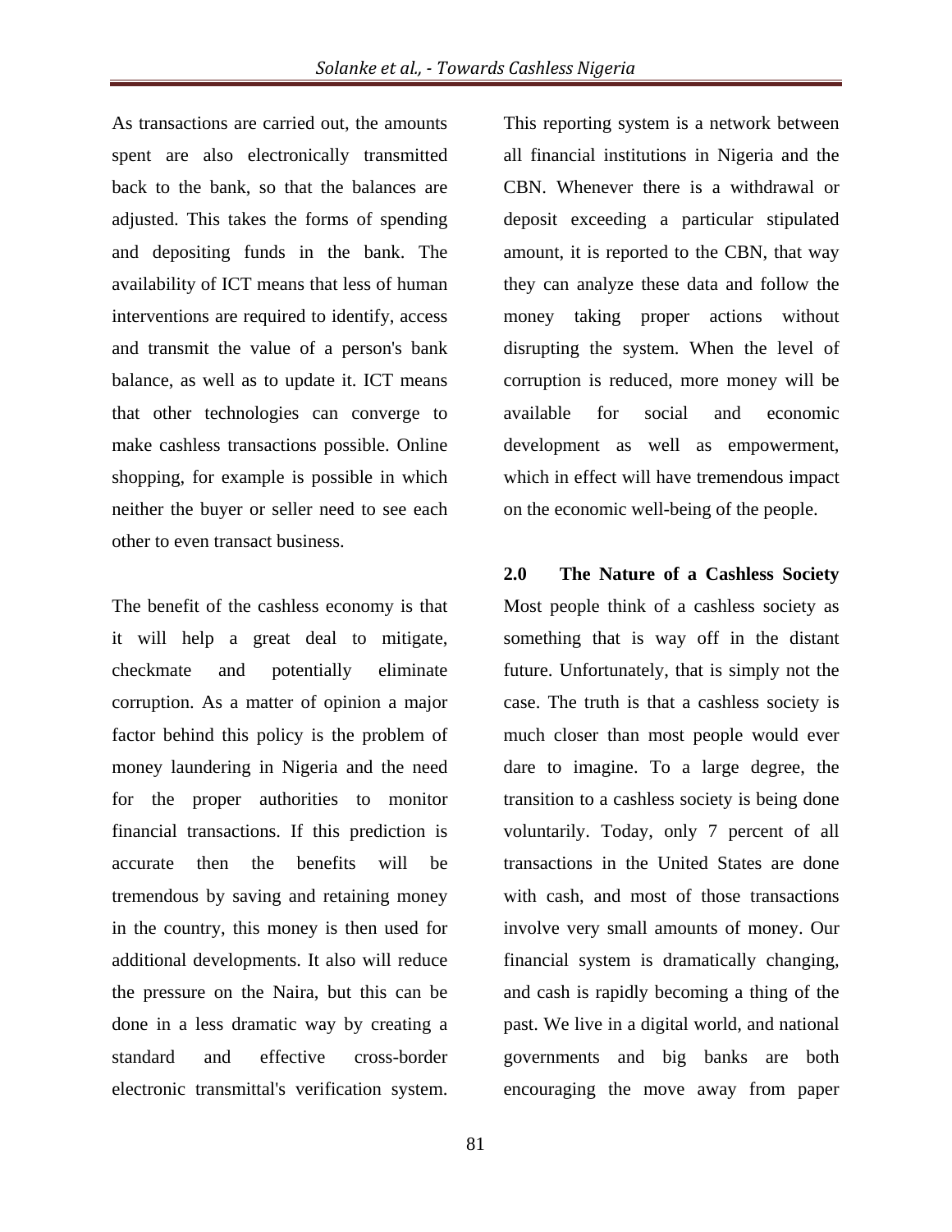As transactions are carried out, the amounts spent are also electronically transmitted back to the bank, so that the balances are adjusted. This takes the forms of spending and depositing funds in the bank. The availability of ICT means that less of human interventions are required to identify, access and transmit the value of a person's bank balance, as well as to update it. ICT means that other technologies can converge to make cashless transactions possible. Online shopping, for example is possible in which neither the buyer or seller need to see each other to even transact business.

The benefit of the cashless economy is that it will help a great deal to mitigate, checkmate and potentially eliminate corruption. As a matter of opinion a major factor behind this policy is the problem of money laundering in Nigeria and the need for the proper authorities to monitor financial transactions. If this prediction is accurate then the benefits will be tremendous by saving and retaining money in the country, this money is then used for additional developments. It also will reduce the pressure on the Naira, but this can be done in a less dramatic way by creating a standard and effective cross-border electronic transmittal's verification system. This reporting system is a network between all financial institutions in Nigeria and the CBN. Whenever there is a withdrawal or deposit exceeding a particular stipulated amount, it is reported to the CBN, that way they can analyze these data and follow the money taking proper actions without disrupting the system. When the level of corruption is reduced, more money will be available for social and economic development as well as empowerment, which in effect will have tremendous impact on the economic well-being of the people.

## 2.0 The Nature of a Cashless Society

Most people think of a cashless society as something that is way off in the distant future. Unfortunately, that is simply not the case. The truth is that a cashless society is much closer than most people would ever dare to imagine. To a large degree, the transition to a cashless society is being done voluntarily. Today, only 7 percent of all transactions in the United States are done with cash, and most of those transactions involve very small amounts of money. Our financial system is dramatically changing, and cash is rapidly becoming a thing of the past. We live in a digital world, and national governments and big banks are both encouraging the move away from paper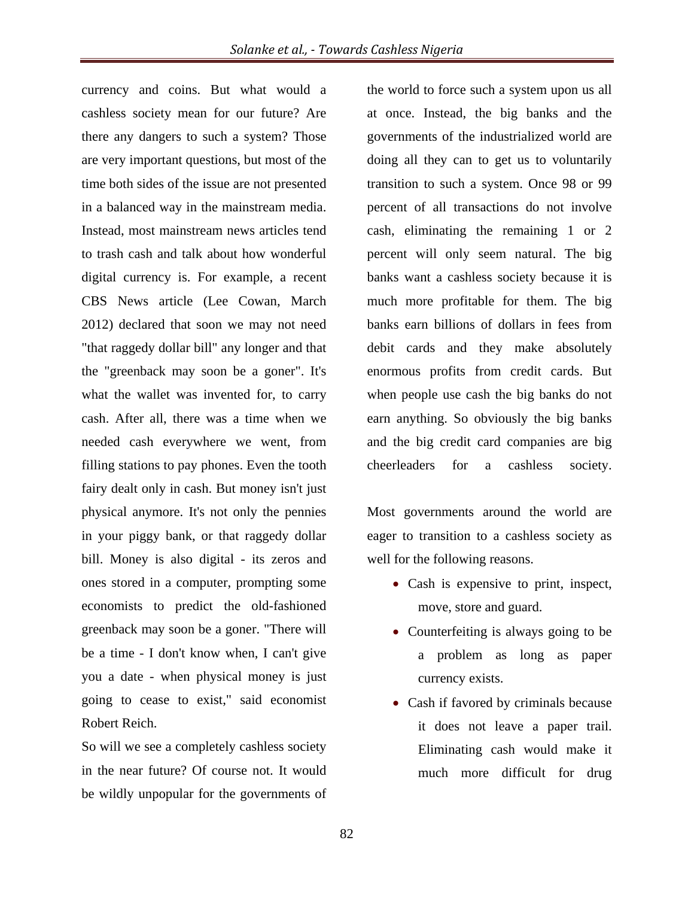currency and coins. But what would a cashless society mean for our future? Are there any dangers to such a system? Those are very important questions, but most of the time both sides of the issue are not presented in a balanced way in the mainstream media. Instead, most mainstream news articles tend to trash cash and talk about how wonderful digital currency is. For example, a recent CBS News article (Lee Cowan, March 2012) declared that soon we may not need "that raggedy dollar bill" any longer and that the "greenback may soon be a goner". It's what the wallet was invented for, to carry cash. After all, there was a time when we needed cash everywhere we went, from filling stations to pay phones. Even the tooth fairy dealt only in cash. But money isn't just physical anymore. It's not only the pennies in your piggy bank, or that raggedy dollar bill. Money is also digital - its zeros and ones stored in a computer, prompting some economists to predict the old-fashioned greenback may soon be a goner. "There will be a time - I don't know when, I can't give you a date - when physical money is just going to cease to exist," said economist Robert Reich.

So will we see a completely cashless society in the near future? Of course not. It would be wildly unpopular for the governments of the world to force such a system upon us all at once. Instead, the big banks and the governments of the industrialized world are doing all they can to get us to voluntarily transition to such a system. Once 98 or 99 percent of all transactions do not involve cash, eliminating the remaining 1 or 2 percent will only seem natural. The big banks want a cashless society because it is much more profitable for them. The big banks earn billions of dollars in fees from debit cards and they make absolutely enormous profits from credit cards. But when people use cash the big banks do not earn anything. So obviously the big banks and the big credit card companies are big cheerleaders for a cashless society.

Most governments around the world are eager to transition to a cashless society as well for the following reasons.

- Cash is expensive to print, inspect, move, store and guard.
- Counterfeiting is always going to be a problem as long as paper currency exists.
- Cash if favored by criminals because it does not leave a paper trail. Eliminating cash would make it much more difficult for drug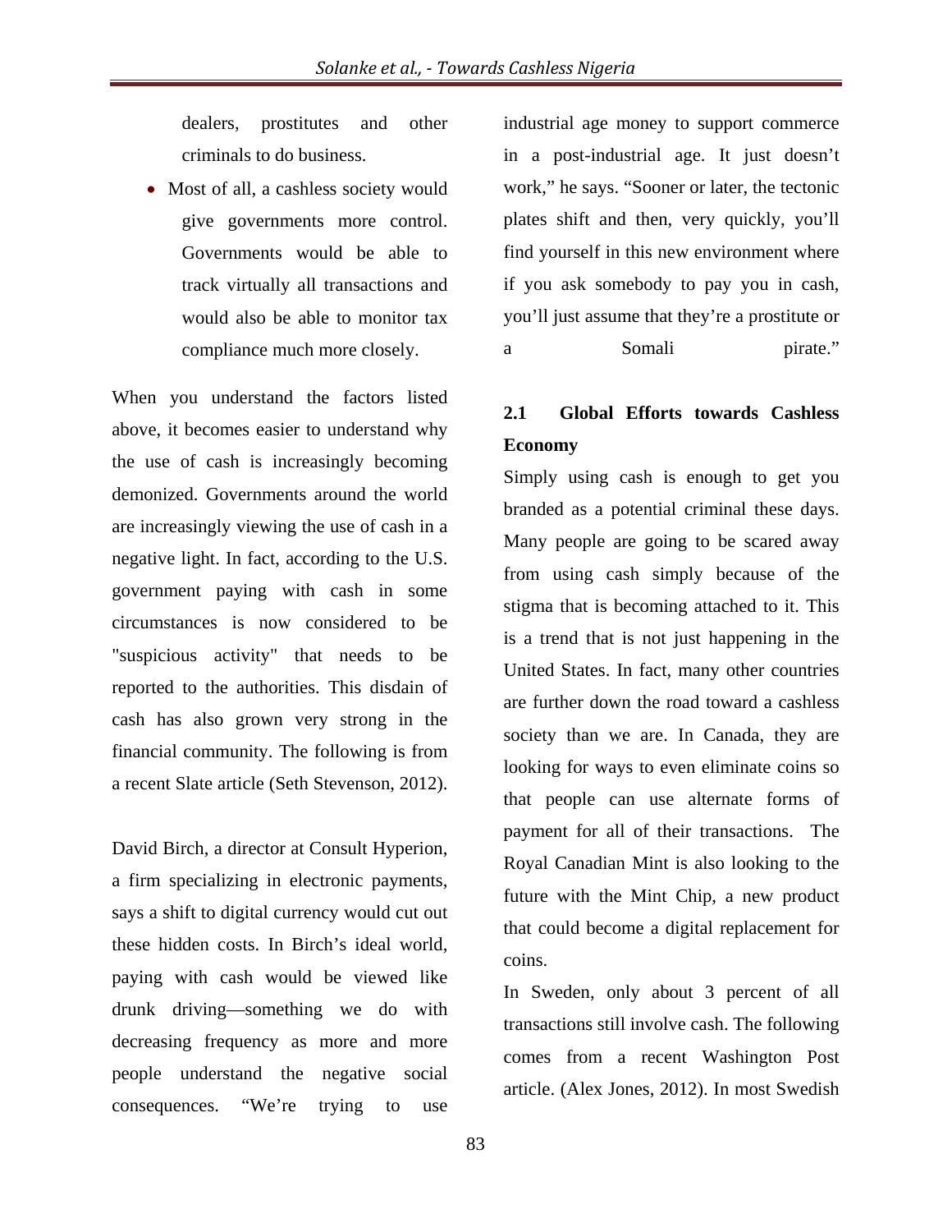dealers, prostitutes and other criminals to do business.

- Most of all, a cashless society would give governments more control. Governments would be able to track virtually all transactions and would also be able to monitor tax compliance much more closely.

When you understand the factors listed above, it becomes easier to understand why the use of cash is increasingly becoming demonized. Governments around the world are increasingly viewing the use of cash in a negative light. In fact, according to the U.S. government paying with cash in some circumstances is now considered to be "suspicious activity" that needs to be reported to the authorities. This disdain of cash has also grown very strong in the financial community. The following is from a recent Slate article (Seth Stevenson, 2012).

David Birch, a director at Consult Hyperion, a firm specializing in electronic payments, says a shift to digital currency would cut out these hidden costs. In Birch's ideal world, paying with cash would be viewed like drunk driving—something we do with decreasing frequency as more and more people understand the negative social consequences. "We're trying to use industrial age money to support commerce in a post-industrial age. It just doesn't work," he says. "Sooner or later, the tectonic plates shift and then, very quickly, you'll find yourself in this new environment where if you ask somebody to pay you in cash, you'll just assume that they're a prostitute or a Somali pirate."

## 2.1 Global Efforts towards Cashless Economy

Simply using cash is enough to get you branded as a potential criminal these days. Many people are going to be scared away from using cash simply because of the stigma that is becoming attached to it. This is a trend that is not just happening in the United States. In fact, many other countries are further down the road toward a cashless society than we are. In Canada, they are looking for ways to even eliminate coins so that people can use alternate forms of payment for all of their transactions. The Royal Canadian Mint is also looking to the future with the Mint Chip, a new product that could become a digital replacement for coins.

In Sweden, only about 3 percent of all transactions still involve cash. The following comes from a recent Washington Post article. (Alex Jones, 2012). In most Swedish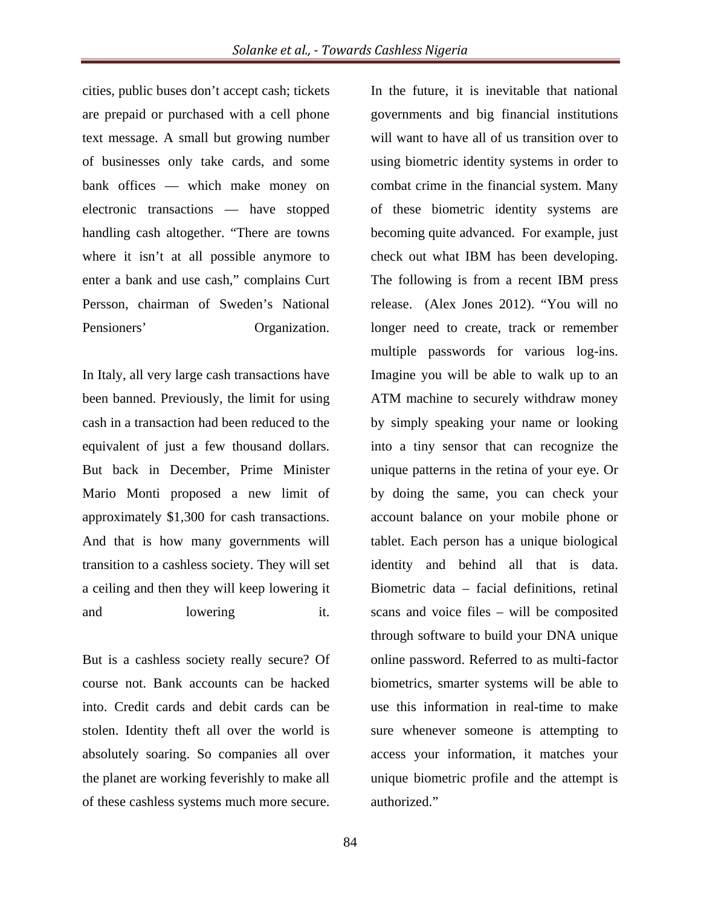cities, public buses don't accept cash; tickets are prepaid or purchased with a cell phone text message. A small but growing number of businesses only take cards, and some bank offices — which make money on electronic transactions — have stopped handling cash altogether. "There are towns where it isn't at all possible anymore to enter a bank and use cash," complains Curt Persson, chairman of Sweden's National Pensioners' Organization.

In Italy, all very large cash transactions have been banned. Previously, the limit for using cash in a transaction had been reduced to the equivalent of just a few thousand dollars. But back in December, Prime Minister Mario Monti proposed a new limit of approximately $1,300 for cash transactions. And that is how many governments will transition to a cashless society. They will set a ceiling and then they will keep lowering it and lowering it.

But is a cashless society really secure? Of course not. Bank accounts can be hacked into. Credit cards and debit cards can be stolen. Identity theft all over the world is absolutely soaring. So companies all over the planet are working feverishly to make all of these cashless systems much more secure. In the future, it is inevitable that national governments and big financial institutions will want to have all of us transition over to using biometric identity systems in order to combat crime in the financial system. Many of these biometric identity systems are becoming quite advanced. For example, just check out what IBM has been developing. The following is from a recent IBM press release. (Alex Jones 2012). "You will no longer need to create, track or remember multiple passwords for various log-ins. Imagine you will be able to walk up to an ATM machine to securely withdraw money by simply speaking your name or looking into a tiny sensor that can recognize the unique patterns in the retina of your eye. Or by doing the same, you can check your account balance on your mobile phone or tablet. Each person has a unique biological identity and behind all that is data. Biometric data – facial definitions, retinal scans and voice files – will be composited through software to build your DNA unique online password. Referred to as multi-factor biometrics, smarter systems will be able to use this information in real-time to make sure whenever someone is attempting to access your information, it matches your unique biometric profile and the attempt is authorized."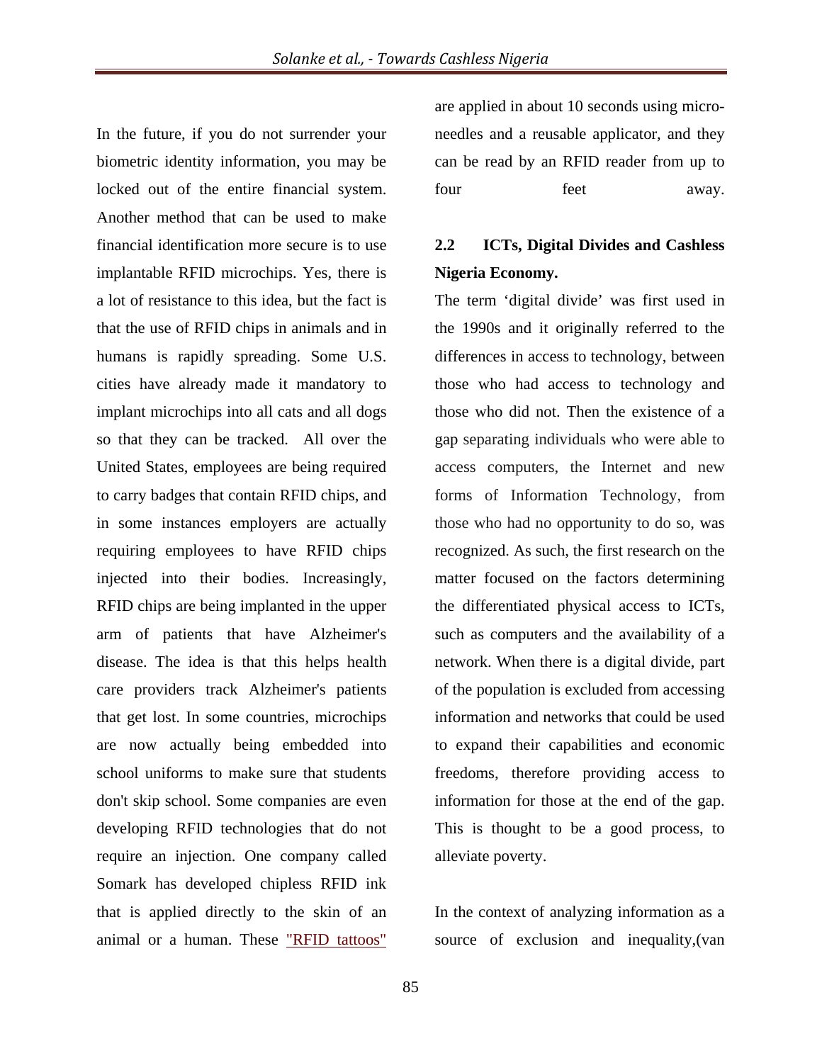In the future, if you do not surrender your biometric identity information, you may be locked out of the entire financial system. Another method that can be used to make financial identification more secure is to use implantable RFID microchips. Yes, there is a lot of resistance to this idea, but the fact is that the use of RFID chips in animals and in humans is rapidly spreading. Some U.S. cities have already made it mandatory to implant microchips into all cats and all dogs so that they can be tracked. All over the United States, employees are being required to carry badges that contain RFID chips, and in some instances employers are actually requiring employees to have RFID chips injected into their bodies. Increasingly, RFID chips are being implanted in the upper arm of patients that have Alzheimer's disease. The idea is that this helps health care providers track Alzheimer's patients that get lost. In some countries, microchips are now actually being embedded into school uniforms to make sure that students don't skip school. Some companies are even developing RFID technologies that do not require an injection. One company called Somark has developed chipless RFID ink that is applied directly to the skin of an animal or a human. These "RFID tattoos" are applied in about 10 seconds using micro-needles and a reusable applicator, and they can be read by an RFID reader from up to four feet away.

## 2.2 ICTs, Digital Divides and Cashless Nigeria Economy.

The term 'digital divide' was first used in the 1990s and it originally referred to the differences in access to technology, between those who had access to technology and those who did not. Then the existence of a gap separating individuals who were able to access computers, the Internet and new forms of Information Technology, from those who had no opportunity to do so, was recognized. As such, the first research on the matter focused on the factors determining the differentiated physical access to ICTs, such as computers and the availability of a network. When there is a digital divide, part of the population is excluded from accessing information and networks that could be used to expand their capabilities and economic freedoms, therefore providing access to information for those at the end of the gap. This is thought to be a good process, to alleviate poverty.

In the context of analyzing information as a source of exclusion and inequality,(van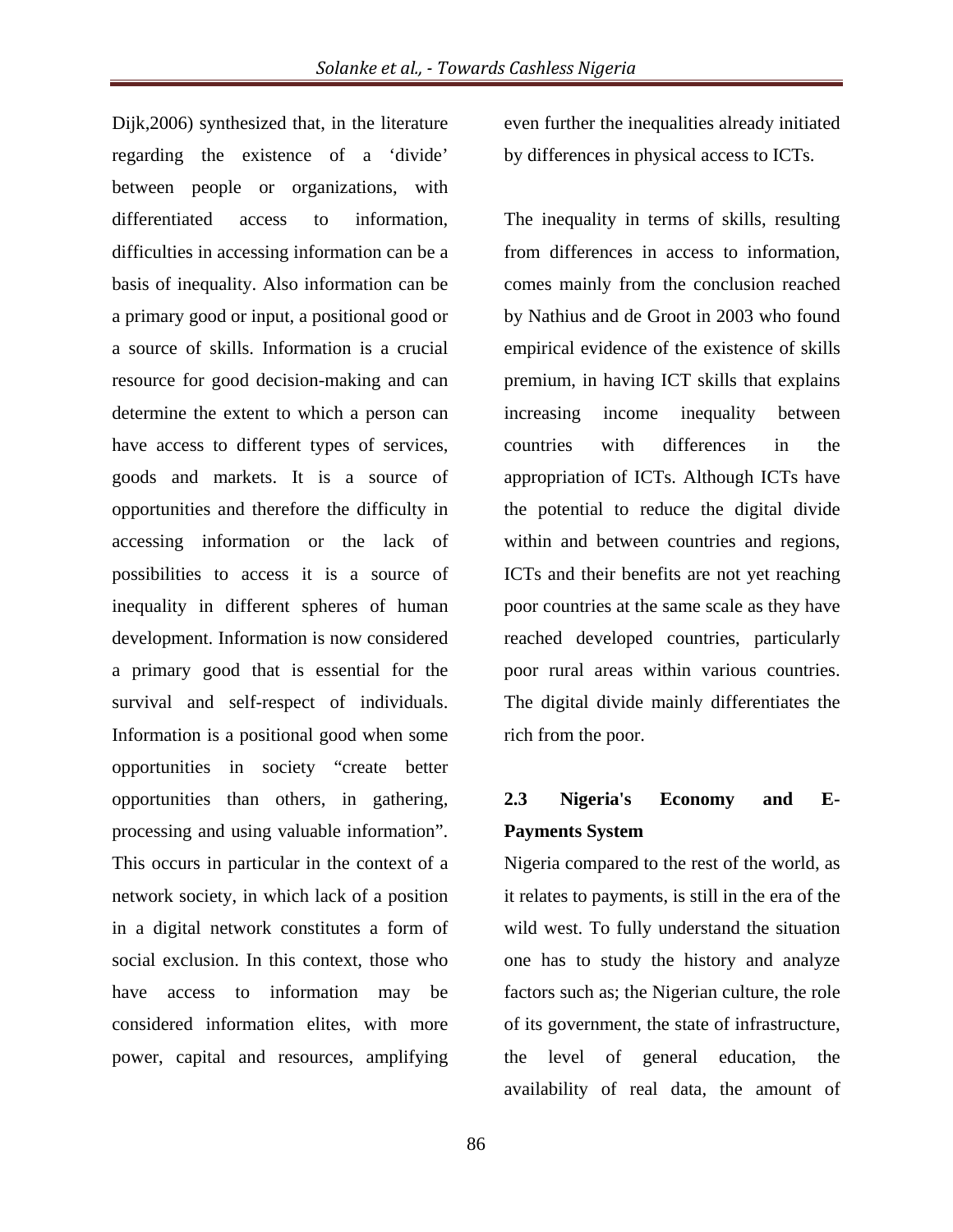Dijk,2006) synthesized that, in the literature regarding the existence of a 'divide' between people or organizations, with differentiated access to information, difficulties in accessing information can be a basis of inequality. Also information can be a primary good or input, a positional good or a source of skills. Information is a crucial resource for good decision-making and can determine the extent to which a person can have access to different types of services, goods and markets. It is a source of opportunities and therefore the difficulty in accessing information or the lack of possibilities to access it is a source of inequality in different spheres of human development. Information is now considered a primary good that is essential for the survival and self-respect of individuals. Information is a positional good when some opportunities in society "create better opportunities than others, in gathering, processing and using valuable information". This occurs in particular in the context of a network society, in which lack of a position in a digital network constitutes a form of social exclusion. In this context, those who have access to information may be considered information elites, with more power, capital and resources, amplifying even further the inequalities already initiated by differences in physical access to ICTs.

The inequality in terms of skills, resulting from differences in access to information, comes mainly from the conclusion reached by Nathius and de Groot in 2003 who found empirical evidence of the existence of skills premium, in having ICT skills that explains increasing income inequality between countries with differences in the appropriation of ICTs. Although ICTs have the potential to reduce the digital divide within and between countries and regions, ICTs and their benefits are not yet reaching poor countries at the same scale as they have reached developed countries, particularly poor rural areas within various countries. The digital divide mainly differentiates the rich from the poor.

## 2.3 Nigeria's Economy and E-Payments System

Nigeria compared to the rest of the world, as it relates to payments, is still in the era of the wild west. To fully understand the situation one has to study the history and analyze factors such as; the Nigerian culture, the role of its government, the state of infrastructure, the level of general education, the availability of real data, the amount of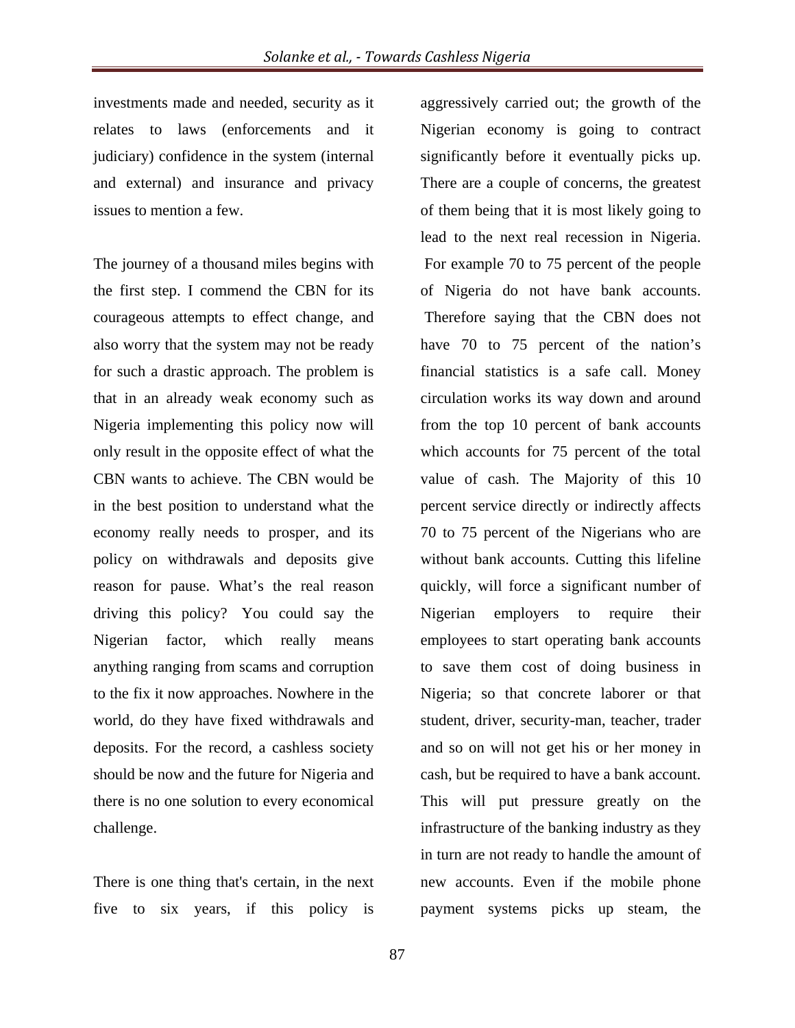investments made and needed, security as it relates to laws (enforcements and it judiciary) confidence in the system (internal and external) and insurance and privacy issues to mention a few.

The journey of a thousand miles begins with the first step. I commend the CBN for its courageous attempts to effect change, and also worry that the system may not be ready for such a drastic approach. The problem is that in an already weak economy such as Nigeria implementing this policy now will only result in the opposite effect of what the CBN wants to achieve. The CBN would be in the best position to understand what the economy really needs to prosper, and its policy on withdrawals and deposits give reason for pause. What's the real reason driving this policy? You could say the Nigerian factor, which really means anything ranging from scams and corruption to the fix it now approaches. Nowhere in the world, do they have fixed withdrawals and deposits. For the record, a cashless society should be now and the future for Nigeria and there is no one solution to every economical challenge.

There is one thing that's certain, in the next five to six years, if this policy is aggressively carried out; the growth of the Nigerian economy is going to contract significantly before it eventually picks up. There are a couple of concerns, the greatest of them being that it is most likely going to lead to the next real recession in Nigeria. For example 70 to 75 percent of the people of Nigeria do not have bank accounts. Therefore saying that the CBN does not have 70 to 75 percent of the nation's financial statistics is a safe call. Money circulation works its way down and around from the top 10 percent of bank accounts which accounts for 75 percent of the total value of cash. The Majority of this 10 percent service directly or indirectly affects 70 to 75 percent of the Nigerians who are without bank accounts. Cutting this lifeline quickly, will force a significant number of Nigerian employers to require their employees to start operating bank accounts to save them cost of doing business in Nigeria; so that concrete laborer or that student, driver, security-man, teacher, trader and so on will not get his or her money in cash, but be required to have a bank account. This will put pressure greatly on the infrastructure of the banking industry as they in turn are not ready to handle the amount of new accounts. Even if the mobile phone payment systems picks up steam, the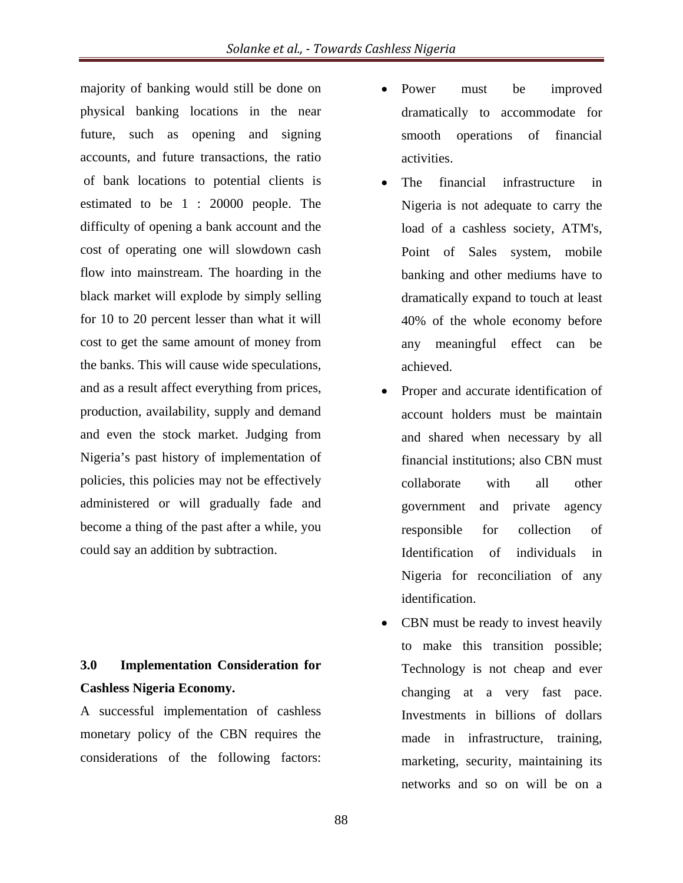majority of banking would still be done on physical banking locations in the near future, such as opening and signing accounts, and future transactions, the ratio of bank locations to potential clients is estimated to be 1 : 20000 people. The difficulty of opening a bank account and the cost of operating one will slowdown cash flow into mainstream. The hoarding in the black market will explode by simply selling for 10 to 20 percent lesser than what it will cost to get the same amount of money from the banks. This will cause wide speculations, and as a result affect everything from prices, production, availability, supply and demand and even the stock market. Judging from Nigeria's past history of implementation of policies, this policies may not be effectively administered or will gradually fade and become a thing of the past after a while, you could say an addition by subtraction.

## 3.0 Implementation Consideration for Cashless Nigeria Economy.

A successful implementation of cashless monetary policy of the CBN requires the considerations of the following factors:

- Power must be improved dramatically to accommodate for smooth operations of financial activities.
- The financial infrastructure in Nigeria is not adequate to carry the load of a cashless society, ATM's, Point of Sales system, mobile banking and other mediums have to dramatically expand to touch at least 40% of the whole economy before any meaningful effect can be achieved.
- Proper and accurate identification of account holders must be maintain and shared when necessary by all financial institutions; also CBN must collaborate with all other government and private agency responsible for collection of Identification of individuals in Nigeria for reconciliation of any identification.
- CBN must be ready to invest heavily to make this transition possible; Technology is not cheap and ever changing at a very fast pace. Investments in billions of dollars made in infrastructure, training, marketing, security, maintaining its networks and so on will be on a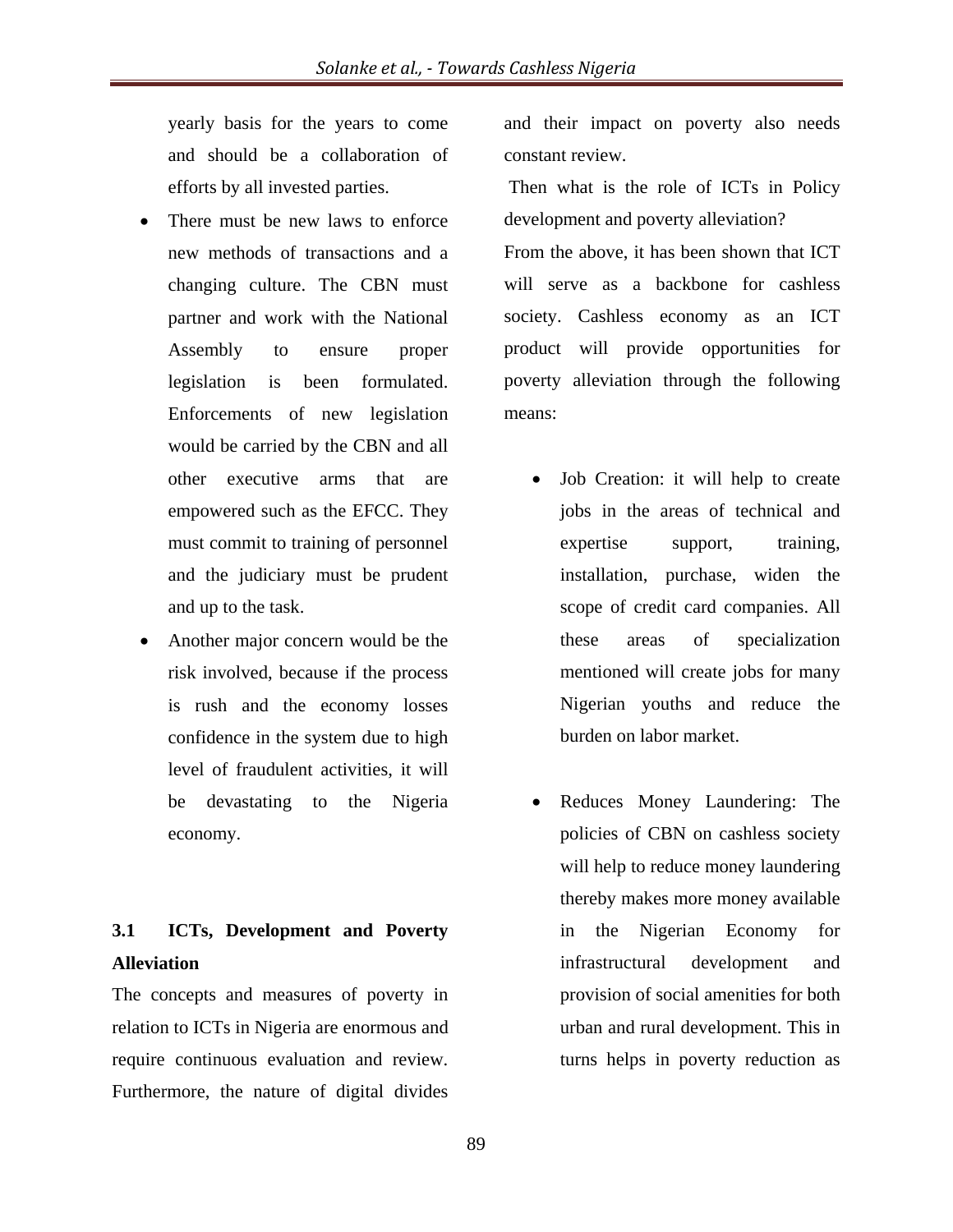yearly basis for the years to come and should be a collaboration of efforts by all invested parties.

- There must be new laws to enforce new methods of transactions and a changing culture. The CBN must partner and work with the National Assembly to ensure proper legislation is been formulated. Enforcements of new legislation would be carried by the CBN and all other executive arms that are empowered such as the EFCC. They must commit to training of personnel and the judiciary must be prudent and up to the task.
- Another major concern would be the risk involved, because if the process is rush and the economy losses confidence in the system due to high level of fraudulent activities, it will be devastating to the Nigeria economy.

## 3.1 ICTs, Development and Poverty Alleviation

The concepts and measures of poverty in relation to ICTs in Nigeria are enormous and require continuous evaluation and review. Furthermore, the nature of digital divides and their impact on poverty also needs constant review.

Then what is the role of ICTs in Policy development and poverty alleviation?

From the above, it has been shown that ICT will serve as a backbone for cashless society. Cashless economy as an ICT product will provide opportunities for poverty alleviation through the following means:

- Job Creation: it will help to create jobs in the areas of technical and expertise support, training, installation, purchase, widen the scope of credit card companies. All these areas of specialization mentioned will create jobs for many Nigerian youths and reduce the burden on labor market.
- Reduces Money Laundering: The policies of CBN on cashless society will help to reduce money laundering thereby makes more money available in the Nigerian Economy for infrastructural development and provision of social amenities for both urban and rural development. This in turns helps in poverty reduction as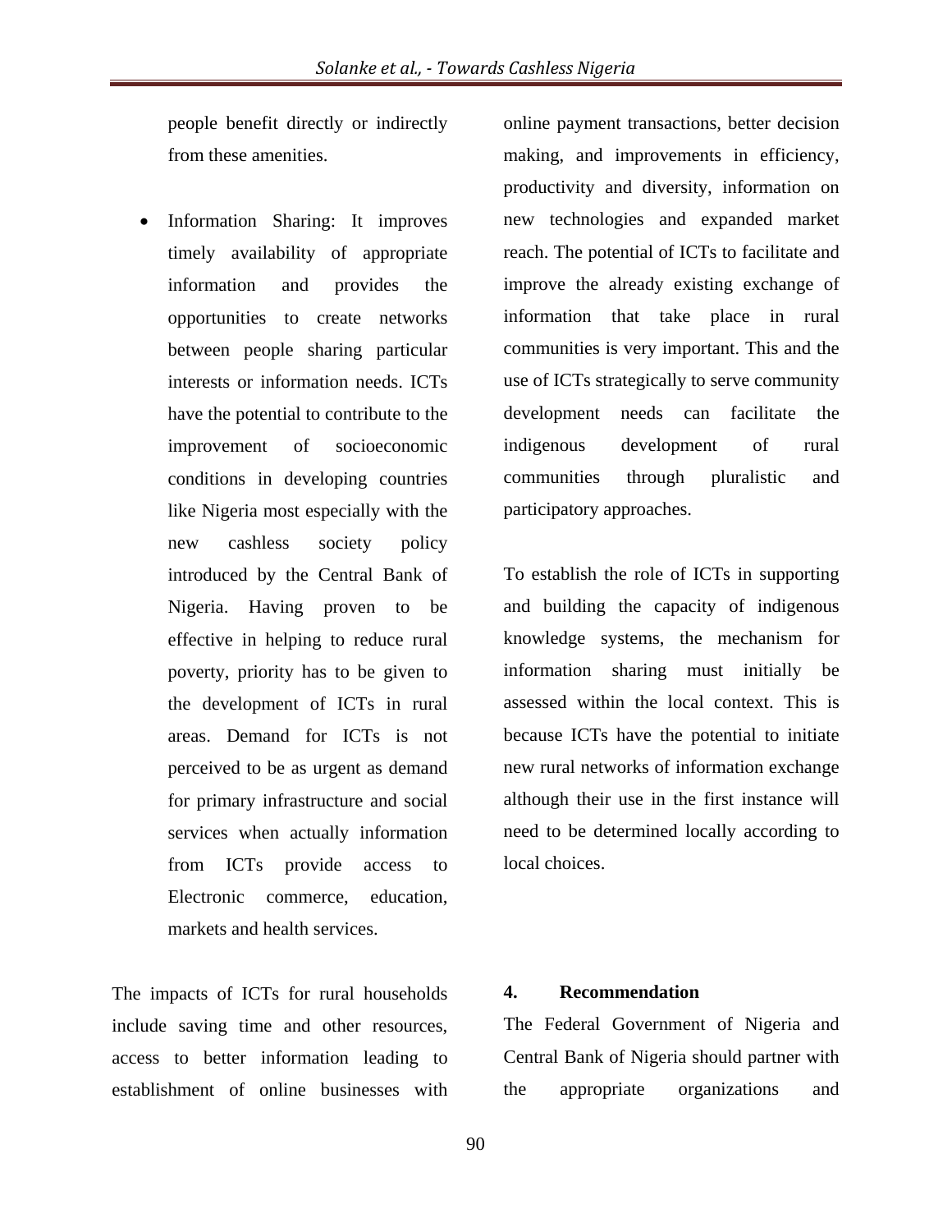people benefit directly or indirectly from these amenities.

- Information Sharing: It improves timely availability of appropriate information and provides the opportunities to create networks between people sharing particular interests or information needs. ICTs have the potential to contribute to the improvement of socioeconomic conditions in developing countries like Nigeria most especially with the new cashless society policy introduced by the Central Bank of Nigeria. Having proven to be effective in helping to reduce rural poverty, priority has to be given to the development of ICTs in rural areas. Demand for ICTs is not perceived to be as urgent as demand for primary infrastructure and social services when actually information from ICTs provide access to Electronic commerce, education, markets and health services.

The impacts of ICTs for rural households include saving time and other resources, access to better information leading to establishment of online businesses with online payment transactions, better decision making, and improvements in efficiency, productivity and diversity, information on new technologies and expanded market reach. The potential of ICTs to facilitate and improve the already existing exchange of information that take place in rural communities is very important. This and the use of ICTs strategically to serve community development needs can facilitate the indigenous development of rural communities through pluralistic and participatory approaches.

To establish the role of ICTs in supporting and building the capacity of indigenous knowledge systems, the mechanism for information sharing must initially be assessed within the local context. This is because ICTs have the potential to initiate new rural networks of information exchange although their use in the first instance will need to be determined locally according to local choices.

## 4. Recommendation

The Federal Government of Nigeria and Central Bank of Nigeria should partner with the appropriate organizations and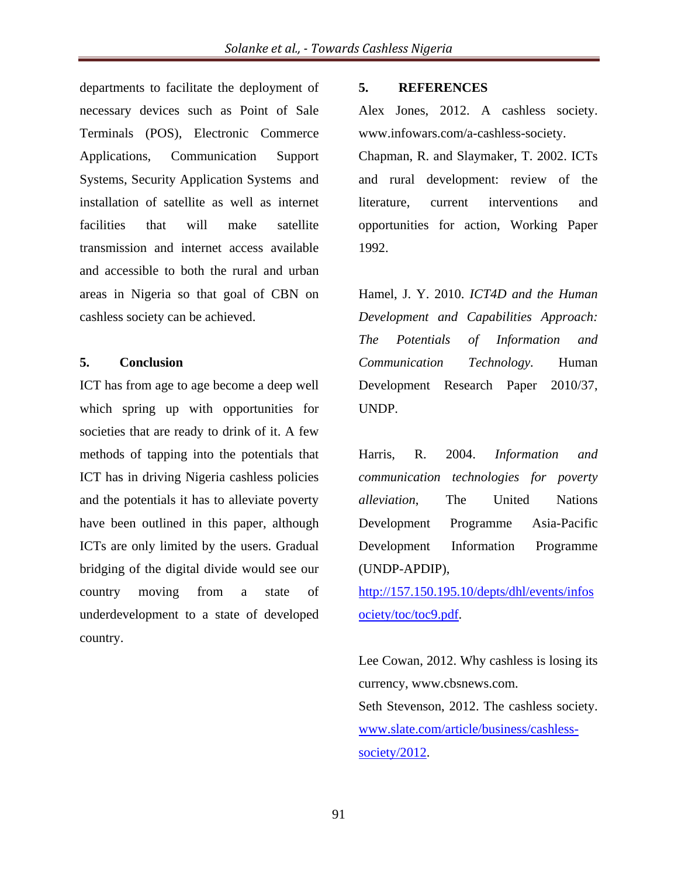departments to facilitate the deployment of necessary devices such as Point of Sale Terminals (POS), Electronic Commerce Applications, Communication Support Systems, Security Application Systems and installation of satellite as well as internet facilities that will make satellite transmission and internet access available and accessible to both the rural and urban areas in Nigeria so that goal of CBN on cashless society can be achieved.

## 5. Conclusion

ICT has from age to age become a deep well which spring up with opportunities for societies that are ready to drink of it. A few methods of tapping into the potentials that ICT has in driving Nigeria cashless policies and the potentials it has to alleviate poverty have been outlined in this paper, although ICTs are only limited by the users. Gradual bridging of the digital divide would see our country moving from a state of underdevelopment to a state of developed country.

## 5. REFERENCES

Alex Jones, 2012. A cashless society. www.infowars.com/a-cashless-society.

Chapman, R. and Slaymaker, T. 2002. ICTs and rural development: review of the literature, current interventions and opportunities for action, Working Paper 1992.

Hamel, J. Y. 2010. *ICT4D and the Human Development and Capabilities Approach: The Potentials of Information and Communication Technology.* Human Development Research Paper 2010/37, UNDP.

Harris, R. 2004. *Information and communication technologies for poverty alleviation*, The United Nations Development Programme Asia-Pacific Development Information Programme (UNDP-APDIP), http://157.150.195.10/depts/dhl/events/infosociety/toc/toc9.pdf.

Lee Cowan, 2012. Why cashless is losing its currency, www.cbsnews.com.

Seth Stevenson, 2012. The cashless society. www.slate.com/article/business/cashless-society/2012.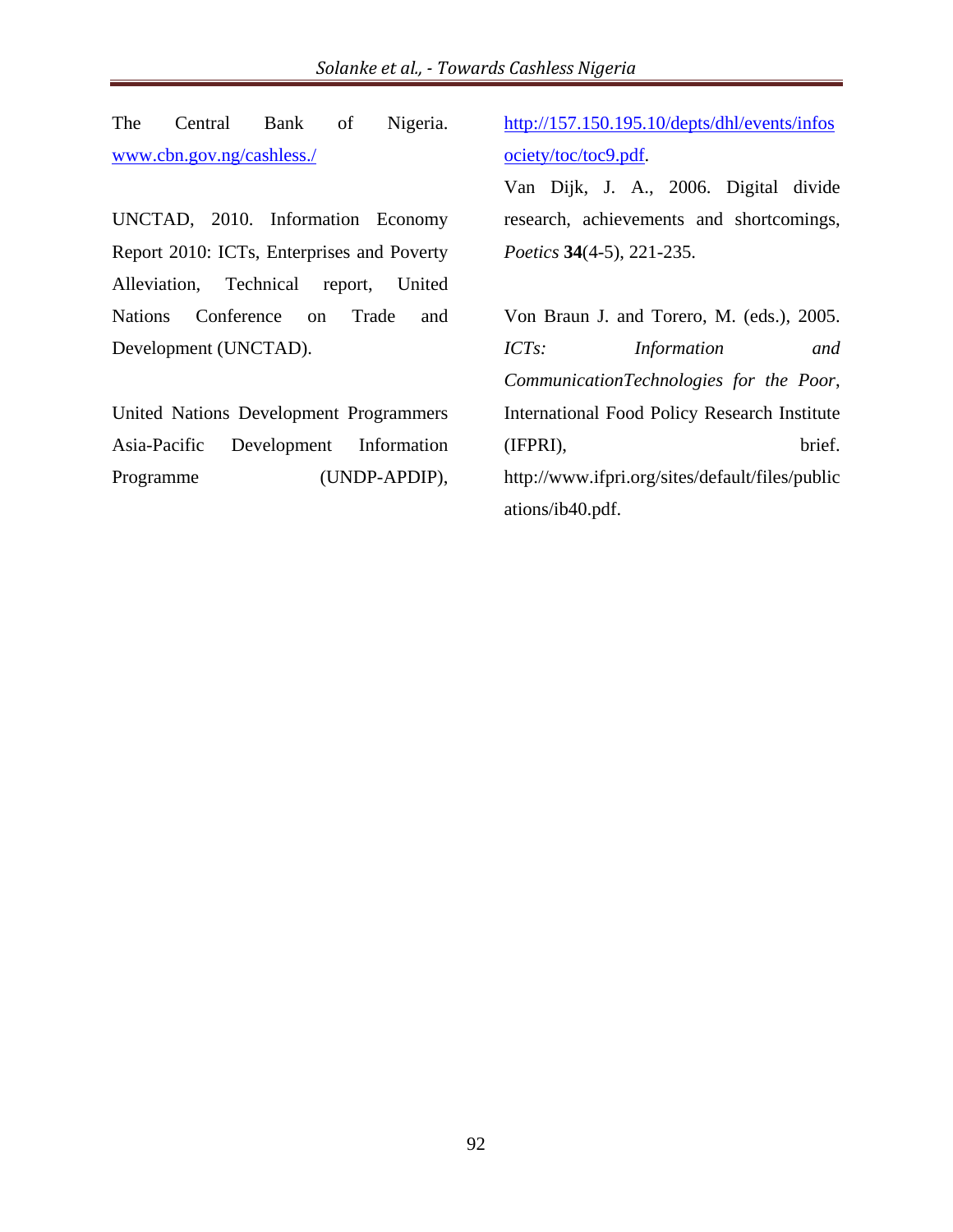The Central Bank of Nigeria. www.cbn.gov.ng/cashless./

UNCTAD, 2010. Information Economy Report 2010: ICTs, Enterprises and Poverty Alleviation, Technical report, United Nations Conference on Trade and Development (UNCTAD).

United Nations Development Programmers Asia-Pacific Development Information Programme (UNDP-APDIP), http://157.150.195.10/depts/dhl/events/infosociety/toc/toc9.pdf.

Van Dijk, J. A., 2006. Digital divide research, achievements and shortcomings, *Poetics* **34**(4-5), 221-235.

Von Braun J. and Torero, M. (eds.), 2005. *ICTs: Information and CommunicationTechnologies for the Poor*, International Food Policy Research Institute (IFPRI), brief. http://www.ifpri.org/sites/default/files/publications/ib40.pdf.